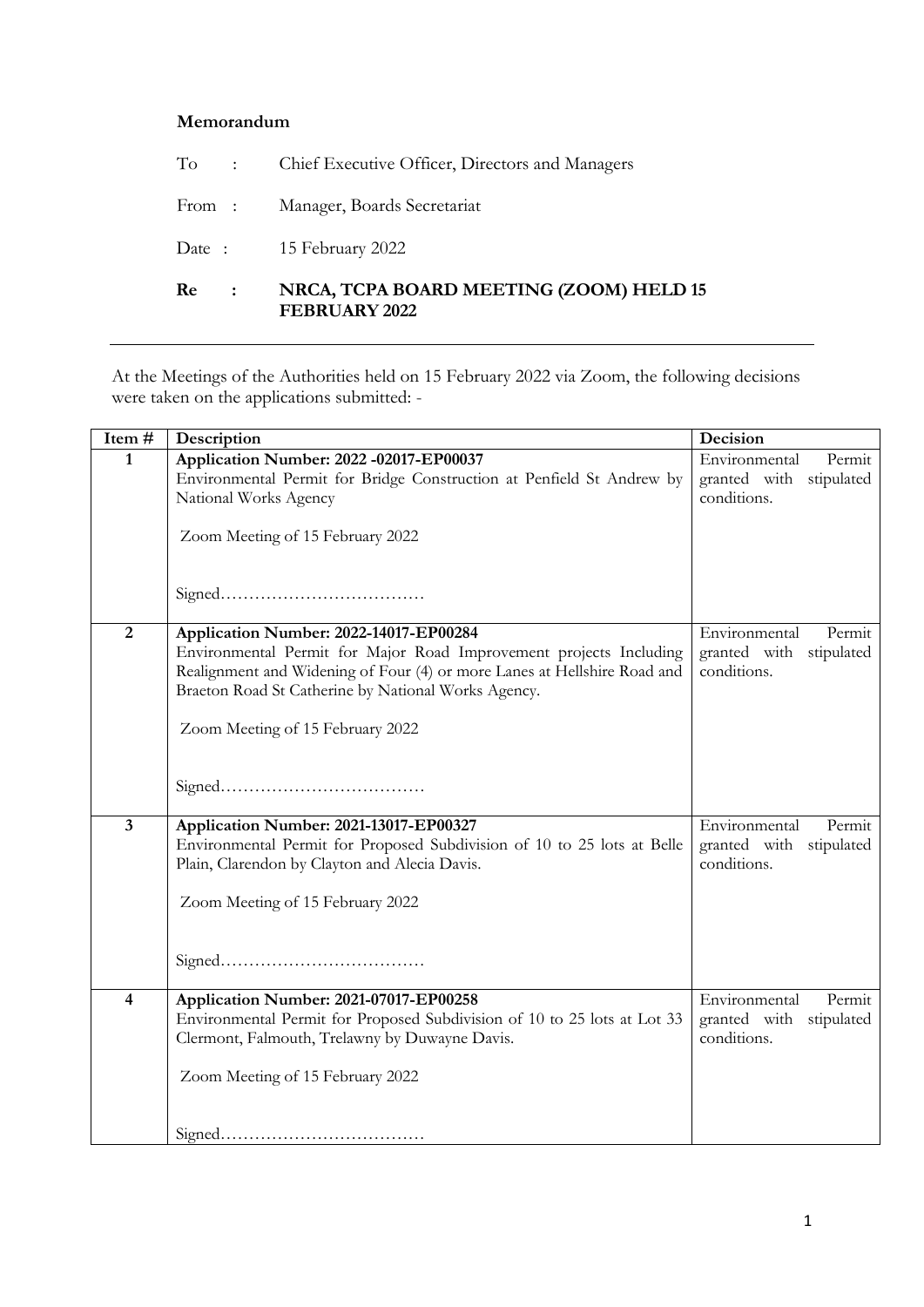**Memorandum**

To : Chief Executive Officer, Directors and Managers

From : Manager, Boards Secretariat

Date : 15 February 2022

**Re : NRCA, TCPA BOARD MEETING (ZOOM) HELD 15 FEBRUARY 2022**

---

At the Meetings of the Authorities held on 15 February 2022 via Zoom, the following decisions were taken on the applications submitted: -

| Item # | Description | Decision |
|---|---|---|
| **1** | **Application Number: 2022 -02017-EP00037**<br>Environmental Permit for Bridge Construction at Penfield St Andrew by National Works Agency<br><br>Zoom Meeting of 15 February 2022<br><br>Signed……………………………… | Environmental Permit granted with stipulated conditions. |
| **2** | **Application Number: 2022-14017-EP00284**<br>Environmental Permit for Major Road Improvement projects Including Realignment and Widening of Four (4) or more Lanes at Hellshire Road and Braeton Road St Catherine by National Works Agency.<br><br>Zoom Meeting of 15 February 2022<br><br>Signed……………………………… | Environmental Permit granted with stipulated conditions. |
| **3** | **Application Number: 2021-13017-EP00327**<br>Environmental Permit for Proposed Subdivision of 10 to 25 lots at Belle Plain, Clarendon by Clayton and Alecia Davis.<br><br>Zoom Meeting of 15 February 2022<br><br>Signed……………………………… | Environmental Permit granted with stipulated conditions. |
| **4** | **Application Number: 2021-07017-EP00258**<br>Environmental Permit for Proposed Subdivision of 10 to 25 lots at Lot 33 Clermont, Falmouth, Trelawny by Duwayne Davis.<br><br>Zoom Meeting of 15 February 2022<br><br>Signed……………………………… | Environmental Permit granted with stipulated conditions. |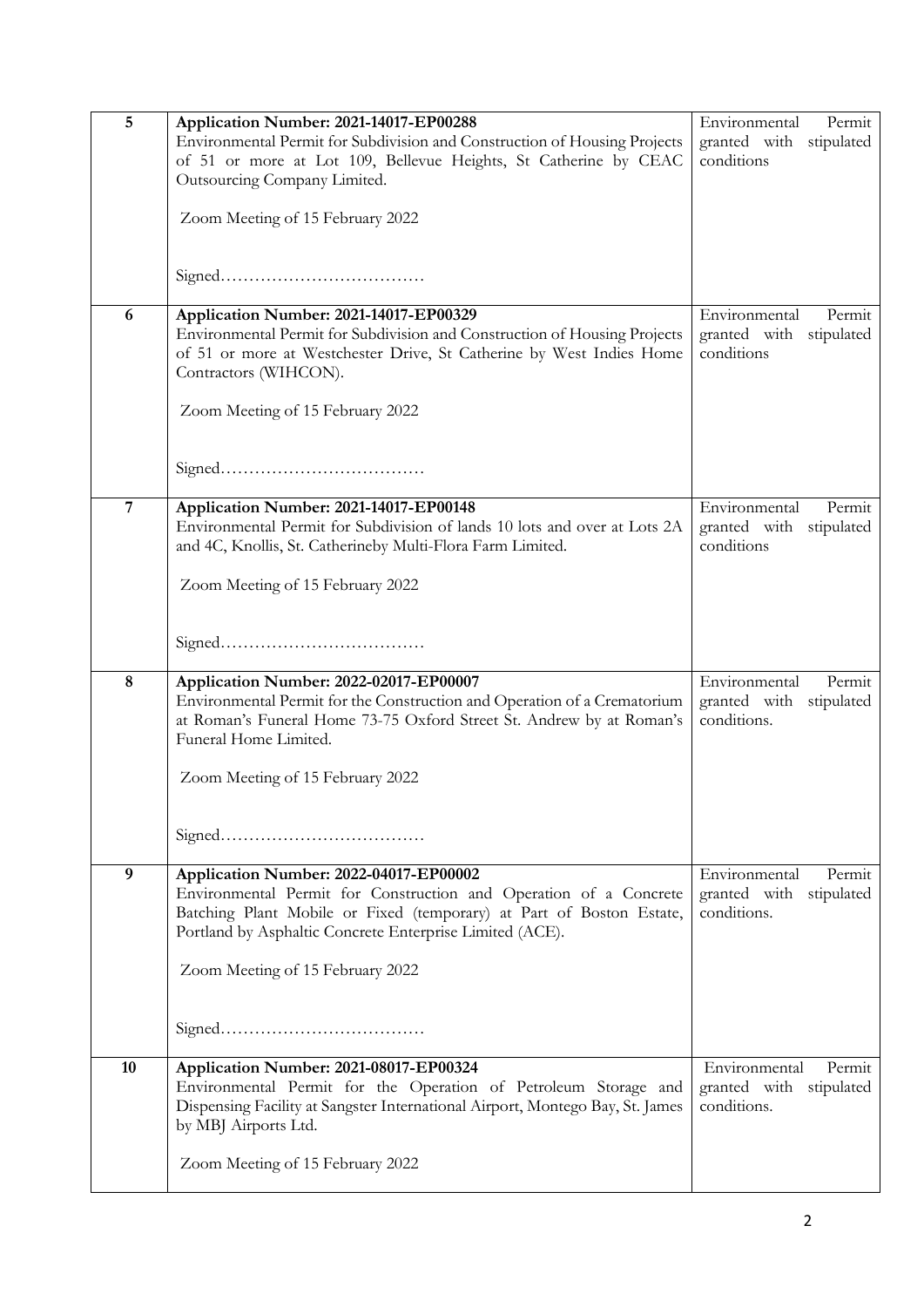| | | |
|---|---|---|
| 5 | **Application Number: 2021-14017-EP00288**<br>Environmental Permit for Subdivision and Construction of Housing Projects of 51 or more at Lot 109, Bellevue Heights, St Catherine by CEAC Outsourcing Company Limited.<br><br>Zoom Meeting of 15 February 2022<br><br>Signed……………………………… | Environmental Permit granted with stipulated conditions |
| 6 | **Application Number: 2021-14017-EP00329**<br>Environmental Permit for Subdivision and Construction of Housing Projects of 51 or more at Westchester Drive, St Catherine by West Indies Home Contractors (WIHCON).<br><br>Zoom Meeting of 15 February 2022<br><br>Signed……………………………… | Environmental Permit granted with stipulated conditions |
| 7 | **Application Number: 2021-14017-EP00148**<br>Environmental Permit for Subdivision of lands 10 lots and over at Lots 2A and 4C, Knollis, St. Catherineby Multi-Flora Farm Limited.<br><br>Zoom Meeting of 15 February 2022<br><br>Signed……………………………… | Environmental Permit granted with stipulated conditions |
| 8 | **Application Number: 2022-02017-EP00007**<br>Environmental Permit for the Construction and Operation of a Crematorium at Roman's Funeral Home 73-75 Oxford Street St. Andrew by at Roman's Funeral Home Limited.<br><br>Zoom Meeting of 15 February 2022<br><br>Signed……………………………… | Environmental Permit granted with stipulated conditions. |
| 9 | **Application Number: 2022-04017-EP00002**<br>Environmental Permit for Construction and Operation of a Concrete Batching Plant Mobile or Fixed (temporary) at Part of Boston Estate, Portland by Asphaltic Concrete Enterprise Limited (ACE).<br><br>Zoom Meeting of 15 February 2022<br><br>Signed……………………………… | Environmental Permit granted with stipulated conditions. |
| 10 | **Application Number: 2021-08017-EP00324**<br>Environmental Permit for the Operation of Petroleum Storage and Dispensing Facility at Sangster International Airport, Montego Bay, St. James by MBJ Airports Ltd.<br><br>Zoom Meeting of 15 February 2022 | Environmental Permit granted with stipulated conditions. |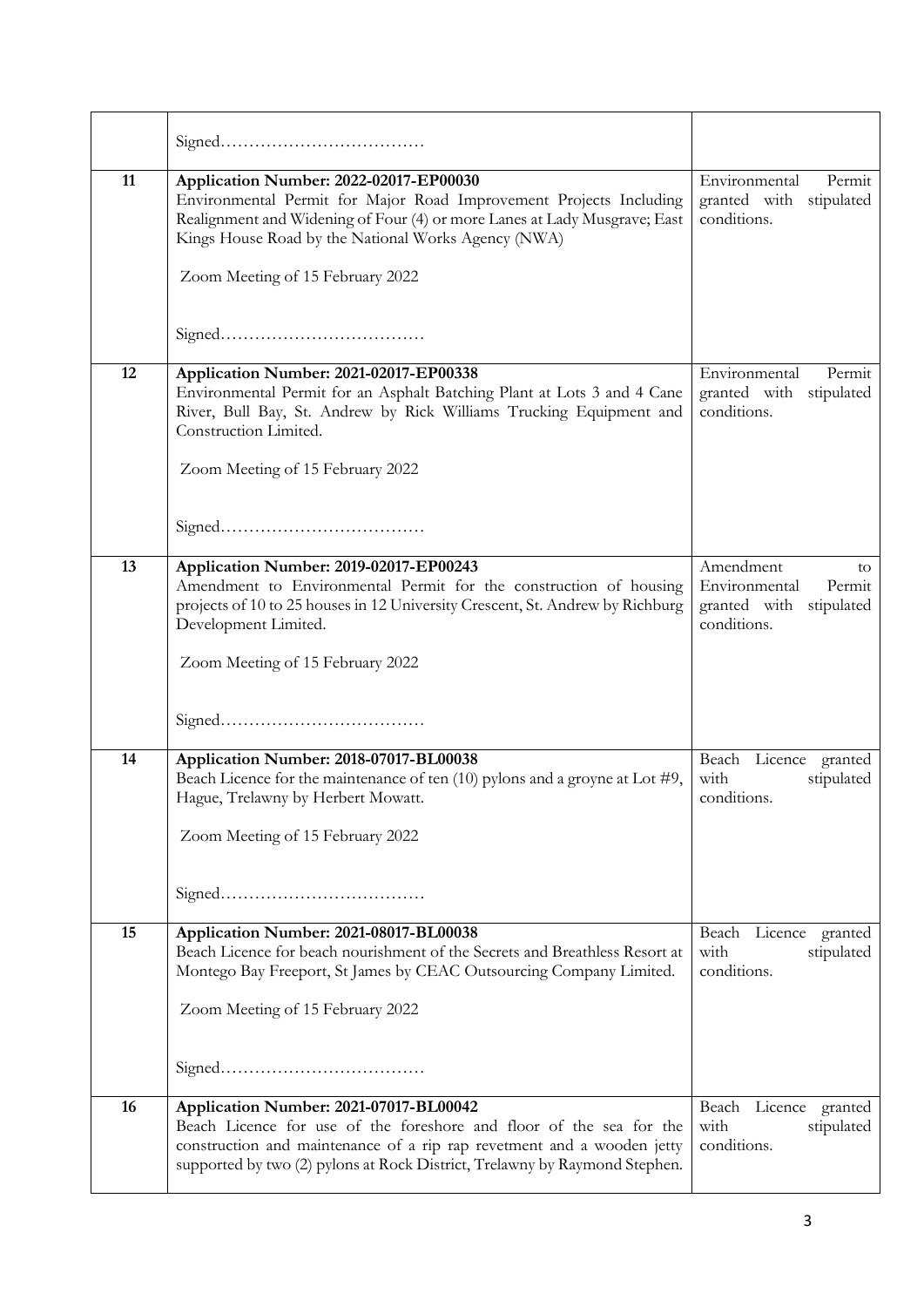| | | |
|---|---|---|
| | Signed……………………………… | |
| 11 | **Application Number: 2022-02017-EP00030**<br>Environmental Permit for Major Road Improvement Projects Including Realignment and Widening of Four (4) or more Lanes at Lady Musgrave; East Kings House Road by the National Works Agency (NWA)<br><br>Zoom Meeting of 15 February 2022<br><br>Signed……………………………… | Environmental Permit granted with stipulated conditions. |
| 12 | **Application Number: 2021-02017-EP00338**<br>Environmental Permit for an Asphalt Batching Plant at Lots 3 and 4 Cane River, Bull Bay, St. Andrew by Rick Williams Trucking Equipment and Construction Limited.<br><br>Zoom Meeting of 15 February 2022<br><br>Signed……………………………… | Environmental Permit granted with stipulated conditions. |
| 13 | **Application Number: 2019-02017-EP00243**<br>Amendment to Environmental Permit for the construction of housing projects of 10 to 25 houses in 12 University Crescent, St. Andrew by Richburg Development Limited.<br><br>Zoom Meeting of 15 February 2022<br><br>Signed……………………………… | Amendment to Environmental Permit granted with stipulated conditions. |
| 14 | **Application Number: 2018-07017-BL00038**<br>Beach Licence for the maintenance of ten (10) pylons and a groyne at Lot #9, Hague, Trelawny by Herbert Mowatt.<br><br>Zoom Meeting of 15 February 2022<br><br>Signed……………………………… | Beach Licence granted with stipulated conditions. |
| 15 | **Application Number: 2021-08017-BL00038**<br>Beach Licence for beach nourishment of the Secrets and Breathless Resort at Montego Bay Freeport, St James by CEAC Outsourcing Company Limited.<br><br>Zoom Meeting of 15 February 2022<br><br>Signed……………………………… | Beach Licence granted with stipulated conditions. |
| 16 | **Application Number: 2021-07017-BL00042**<br>Beach Licence for use of the foreshore and floor of the sea for the construction and maintenance of a rip rap revetment and a wooden jetty supported by two (2) pylons at Rock District, Trelawny by Raymond Stephen. | Beach Licence granted with stipulated conditions. |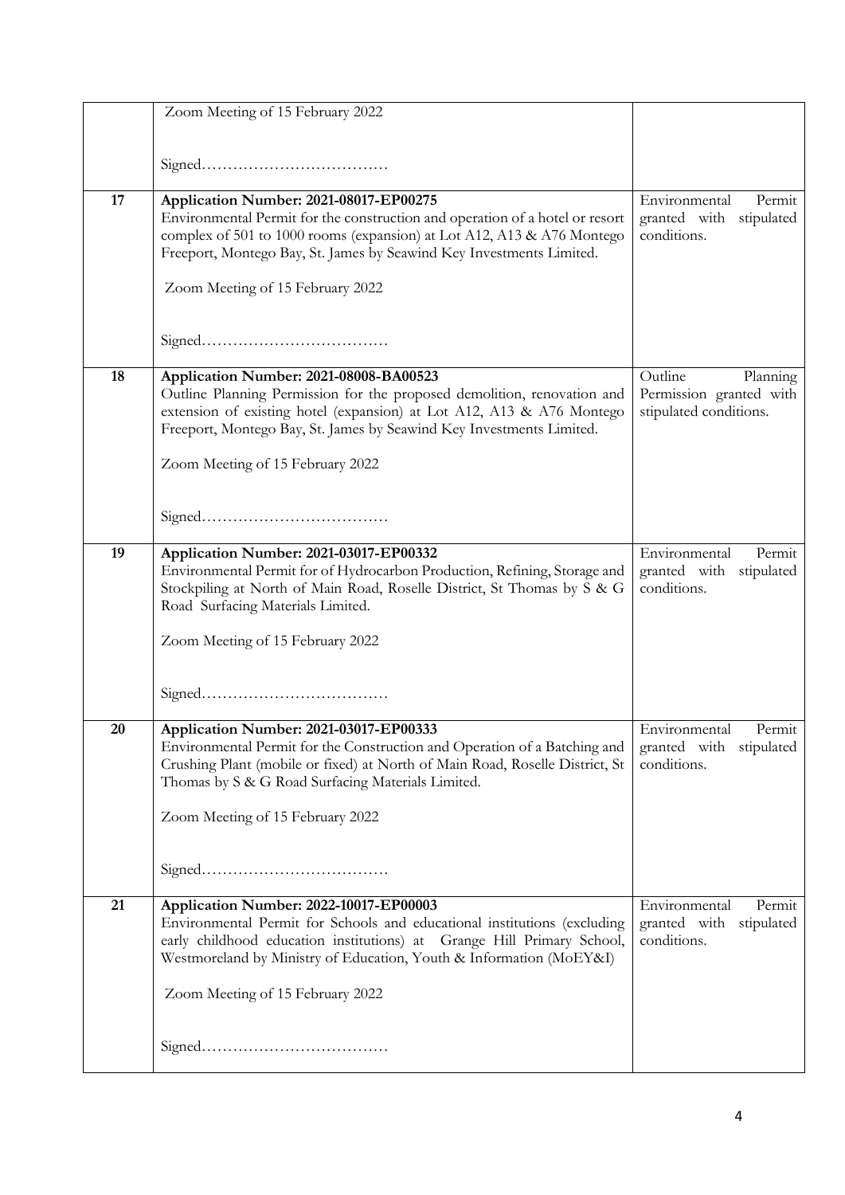| | | |
|---|---|---|
| | Zoom Meeting of 15 February 2022<br><br>Signed……………………………… | |
| 17 | **Application Number: 2021-08017-EP00275**<br>Environmental Permit for the construction and operation of a hotel or resort complex of 501 to 1000 rooms (expansion) at Lot A12, A13 & A76 Montego Freeport, Montego Bay, St. James by Seawind Key Investments Limited.<br><br>Zoom Meeting of 15 February 2022<br><br>Signed……………………………… | Environmental Permit granted with stipulated conditions. |
| 18 | **Application Number: 2021-08008-BA00523**<br>Outline Planning Permission for the proposed demolition, renovation and extension of existing hotel (expansion) at Lot A12, A13 & A76 Montego Freeport, Montego Bay, St. James by Seawind Key Investments Limited.<br><br>Zoom Meeting of 15 February 2022<br><br>Signed……………………………… | Outline Planning Permission granted with stipulated conditions. |
| 19 | **Application Number: 2021-03017-EP00332**<br>Environmental Permit for of Hydrocarbon Production, Refining, Storage and Stockpiling at North of Main Road, Roselle District, St Thomas by S & G Road Surfacing Materials Limited.<br><br>Zoom Meeting of 15 February 2022<br><br>Signed……………………………… | Environmental Permit granted with stipulated conditions. |
| 20 | **Application Number: 2021-03017-EP00333**<br>Environmental Permit for the Construction and Operation of a Batching and Crushing Plant (mobile or fixed) at North of Main Road, Roselle District, St Thomas by S & G Road Surfacing Materials Limited.<br><br>Zoom Meeting of 15 February 2022<br><br>Signed……………………………… | Environmental Permit granted with stipulated conditions. |
| 21 | **Application Number: 2022-10017-EP00003**<br>Environmental Permit for Schools and educational institutions (excluding early childhood education institutions) at Grange Hill Primary School, Westmoreland by Ministry of Education, Youth & Information (MoEY&I)<br><br>Zoom Meeting of 15 February 2022<br><br>Signed……………………………… | Environmental Permit granted with stipulated conditions. |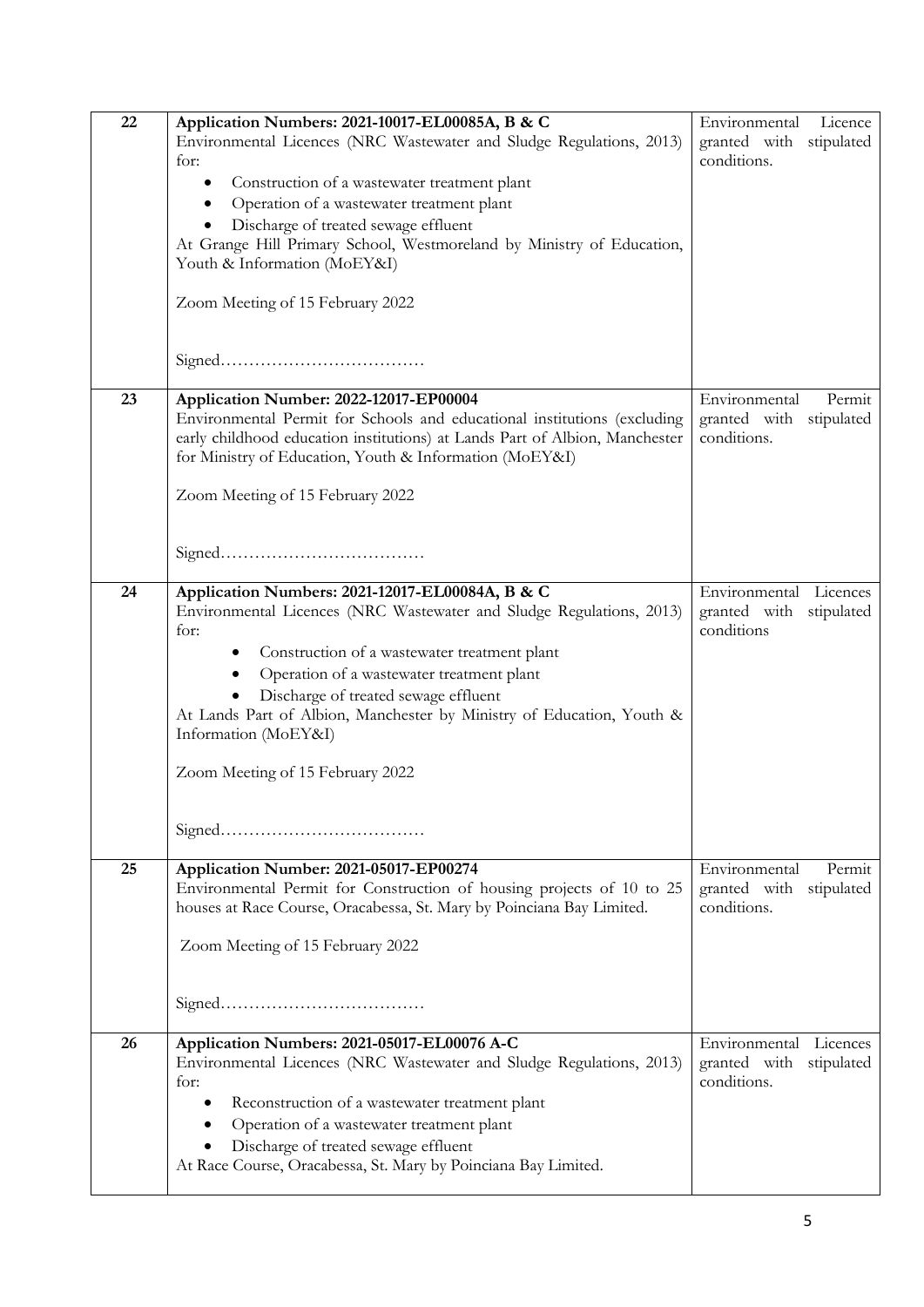| | | |
|---|---|---|
| 22 | **Application Numbers: 2021-10017-EL00085A, B & C**<br>Environmental Licences (NRC Wastewater and Sludge Regulations, 2013) for:<br>• Construction of a wastewater treatment plant<br>• Operation of a wastewater treatment plant<br>• Discharge of treated sewage effluent<br>At Grange Hill Primary School, Westmoreland by Ministry of Education, Youth & Information (MoEY&I)<br><br>Zoom Meeting of 15 February 2022<br><br>Signed……………………………… | Environmental Licence granted with stipulated conditions. |
| 23 | **Application Number: 2022-12017-EP00004**<br>Environmental Permit for Schools and educational institutions (excluding early childhood education institutions) at Lands Part of Albion, Manchester for Ministry of Education, Youth & Information (MoEY&I)<br><br>Zoom Meeting of 15 February 2022<br><br>Signed……………………………… | Environmental Permit granted with stipulated conditions. |
| 24 | **Application Numbers: 2021-12017-EL00084A, B & C**<br>Environmental Licences (NRC Wastewater and Sludge Regulations, 2013) for:<br>• Construction of a wastewater treatment plant<br>• Operation of a wastewater treatment plant<br>• Discharge of treated sewage effluent<br>At Lands Part of Albion, Manchester by Ministry of Education, Youth & Information (MoEY&I)<br><br>Zoom Meeting of 15 February 2022<br><br>Signed……………………………… | Environmental Licences granted with stipulated conditions |
| 25 | **Application Number: 2021-05017-EP00274**<br>Environmental Permit for Construction of housing projects of 10 to 25 houses at Race Course, Oracabessa, St. Mary by Poinciana Bay Limited.<br><br>Zoom Meeting of 15 February 2022<br><br>Signed……………………………… | Environmental Permit granted with stipulated conditions. |
| 26 | **Application Numbers: 2021-05017-EL00076 A-C**<br>Environmental Licences (NRC Wastewater and Sludge Regulations, 2013) for:<br>• Reconstruction of a wastewater treatment plant<br>• Operation of a wastewater treatment plant<br>• Discharge of treated sewage effluent<br>At Race Course, Oracabessa, St. Mary by Poinciana Bay Limited. | Environmental Licences granted with stipulated conditions. |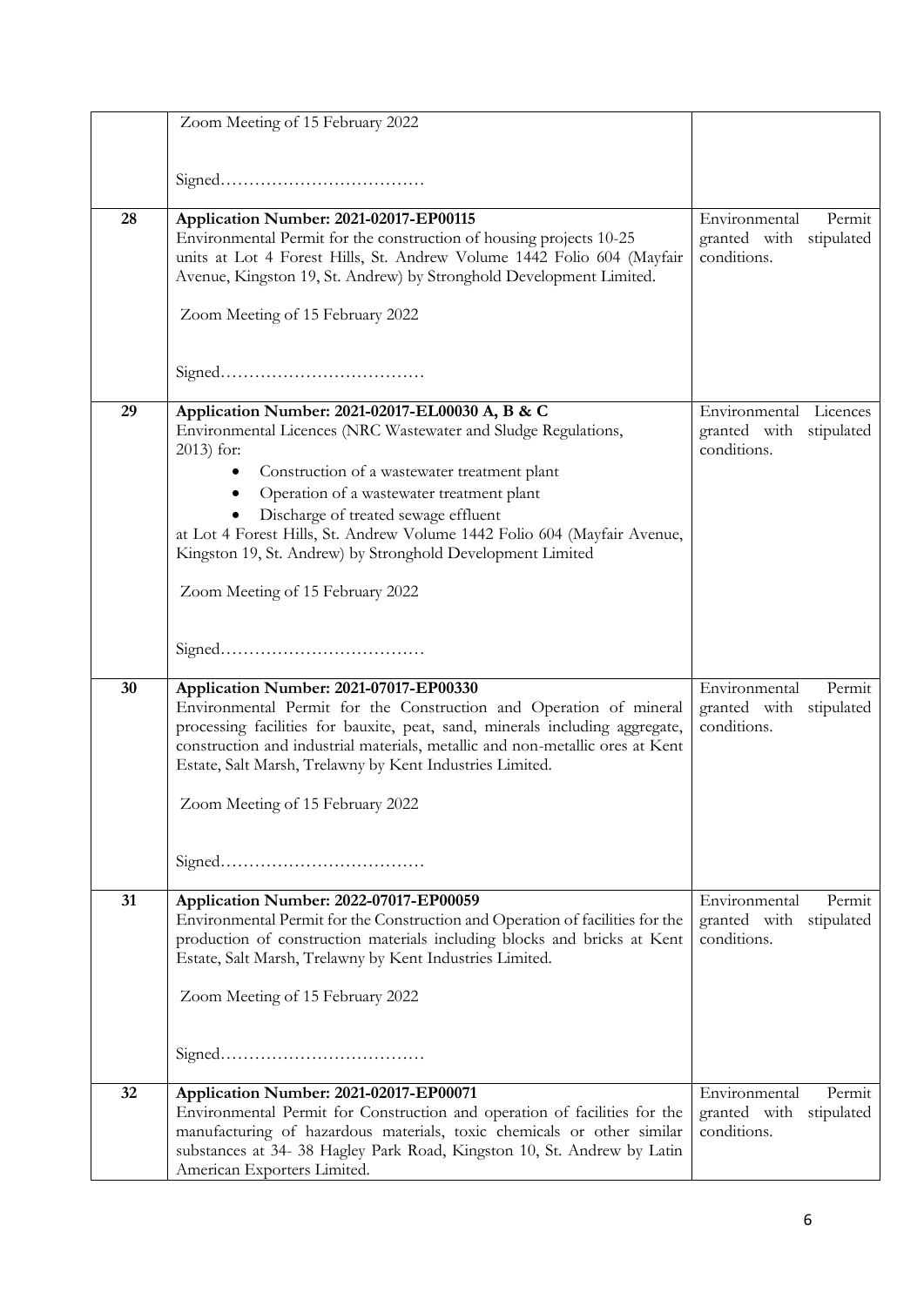| | | |
|---|---|---|
| | Zoom Meeting of 15 February 2022<br><br>Signed……………………………… | |
| **28** | **Application Number: 2021-02017-EP00115**<br>Environmental Permit for the construction of housing projects 10-25 units at Lot 4 Forest Hills, St. Andrew Volume 1442 Folio 604 (Mayfair Avenue, Kingston 19, St. Andrew) by Stronghold Development Limited.<br><br>Zoom Meeting of 15 February 2022<br><br>Signed……………………………… | Environmental Permit granted with stipulated conditions. |
| **29** | **Application Number: 2021-02017-EL00030 A, B & C**<br>Environmental Licences (NRC Wastewater and Sludge Regulations, 2013) for:<br>• Construction of a wastewater treatment plant<br>• Operation of a wastewater treatment plant<br>• Discharge of treated sewage effluent<br>at Lot 4 Forest Hills, St. Andrew Volume 1442 Folio 604 (Mayfair Avenue, Kingston 19, St. Andrew) by Stronghold Development Limited<br><br>Zoom Meeting of 15 February 2022<br><br>Signed……………………………… | Environmental Licences granted with stipulated conditions. |
| **30** | **Application Number: 2021-07017-EP00330**<br>Environmental Permit for the Construction and Operation of mineral processing facilities for bauxite, peat, sand, minerals including aggregate, construction and industrial materials, metallic and non-metallic ores at Kent Estate, Salt Marsh, Trelawny by Kent Industries Limited.<br><br>Zoom Meeting of 15 February 2022<br><br>Signed……………………………… | Environmental Permit granted with stipulated conditions. |
| **31** | **Application Number: 2022-07017-EP00059**<br>Environmental Permit for the Construction and Operation of facilities for the production of construction materials including blocks and bricks at Kent Estate, Salt Marsh, Trelawny by Kent Industries Limited.<br><br>Zoom Meeting of 15 February 2022<br><br>Signed……………………………… | Environmental Permit granted with stipulated conditions. |
| **32** | **Application Number: 2021-02017-EP00071**<br>Environmental Permit for Construction and operation of facilities for the manufacturing of hazardous materials, toxic chemicals or other similar substances at 34- 38 Hagley Park Road, Kingston 10, St. Andrew by Latin American Exporters Limited. | Environmental Permit granted with stipulated conditions. |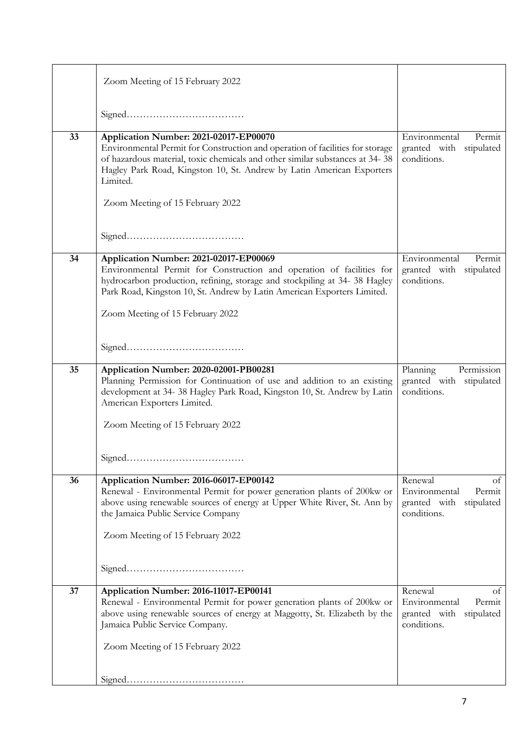| | | |
|---|---|---|
| | Zoom Meeting of 15 February 2022<br><br>Signed……………………………… | |
| 33 | **Application Number: 2021-02017-EP00070**<br>Environmental Permit for Construction and operation of facilities for storage of hazardous material, toxic chemicals and other similar substances at 34- 38 Hagley Park Road, Kingston 10, St. Andrew by Latin American Exporters Limited.<br><br>Zoom Meeting of 15 February 2022<br><br>Signed……………………………… | Environmental Permit granted with stipulated conditions. |
| 34 | **Application Number: 2021-02017-EP00069**<br>Environmental Permit for Construction and operation of facilities for hydrocarbon production, refining, storage and stockpiling at 34- 38 Hagley Park Road, Kingston 10, St. Andrew by Latin American Exporters Limited.<br><br>Zoom Meeting of 15 February 2022<br><br>Signed……………………………… | Environmental Permit granted with stipulated conditions. |
| 35 | **Application Number: 2020-02001-PB00281**<br>Planning Permission for Continuation of use and addition to an existing development at 34- 38 Hagley Park Road, Kingston 10, St. Andrew by Latin American Exporters Limited.<br><br>Zoom Meeting of 15 February 2022<br><br>Signed……………………………… | Planning Permission granted with stipulated conditions. |
| 36 | **Application Number: 2016-06017-EP00142**<br>Renewal - Environmental Permit for power generation plants of 200kw or above using renewable sources of energy at Upper White River, St. Ann by the Jamaica Public Service Company<br><br>Zoom Meeting of 15 February 2022<br><br>Signed……………………………… | Renewal of Environmental Permit granted with stipulated conditions. |
| 37 | **Application Number: 2016-11017-EP00141**<br>Renewal - Environmental Permit for power generation plants of 200kw or above using renewable sources of energy at Maggotty, St. Elizabeth by the Jamaica Public Service Company.<br><br>Zoom Meeting of 15 February 2022<br><br>Signed……………………………… | Renewal of Environmental Permit granted with stipulated conditions. |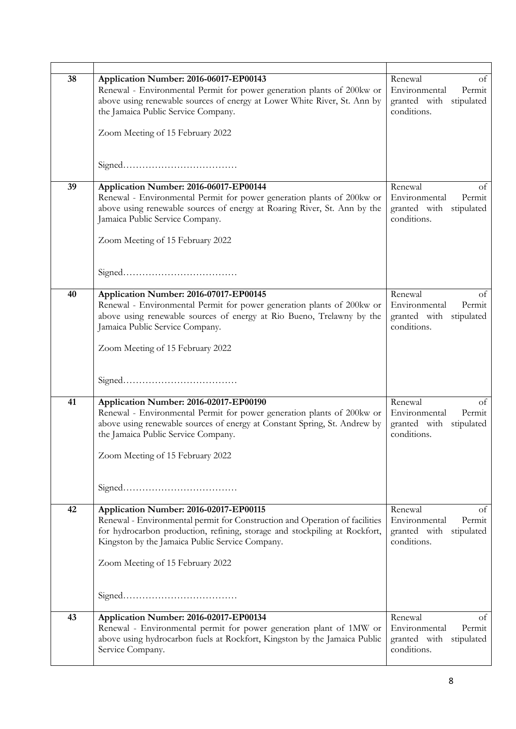| | | |
|---|---|---|
| 38 | **Application Number: 2016-06017-EP00143**<br>Renewal - Environmental Permit for power generation plants of 200kw or above using renewable sources of energy at Lower White River, St. Ann by the Jamaica Public Service Company.<br><br>Zoom Meeting of 15 February 2022<br><br>Signed……………………………… | Renewal of Environmental Permit granted with stipulated conditions. |
| 39 | **Application Number: 2016-06017-EP00144**<br>Renewal - Environmental Permit for power generation plants of 200kw or above using renewable sources of energy at Roaring River, St. Ann by the Jamaica Public Service Company.<br><br>Zoom Meeting of 15 February 2022<br><br>Signed……………………………… | Renewal of Environmental Permit granted with stipulated conditions. |
| 40 | **Application Number: 2016-07017-EP00145**<br>Renewal - Environmental Permit for power generation plants of 200kw or above using renewable sources of energy at Rio Bueno, Trelawny by the Jamaica Public Service Company.<br><br>Zoom Meeting of 15 February 2022<br><br>Signed……………………………… | Renewal of Environmental Permit granted with stipulated conditions. |
| 41 | **Application Number: 2016-02017-EP00190**<br>Renewal - Environmental Permit for power generation plants of 200kw or above using renewable sources of energy at Constant Spring, St. Andrew by the Jamaica Public Service Company.<br><br>Zoom Meeting of 15 February 2022<br><br>Signed……………………………… | Renewal of Environmental Permit granted with stipulated conditions. |
| 42 | **Application Number: 2016-02017-EP00115**<br>Renewal - Environmental permit for Construction and Operation of facilities for hydrocarbon production, refining, storage and stockpiling at Rockfort, Kingston by the Jamaica Public Service Company.<br><br>Zoom Meeting of 15 February 2022<br><br>Signed……………………………… | Renewal of Environmental Permit granted with stipulated conditions. |
| 43 | **Application Number: 2016-02017-EP00134**<br>Renewal - Environmental permit for power generation plant of 1MW or above using hydrocarbon fuels at Rockfort, Kingston by the Jamaica Public Service Company. | Renewal of Environmental Permit granted with stipulated conditions. |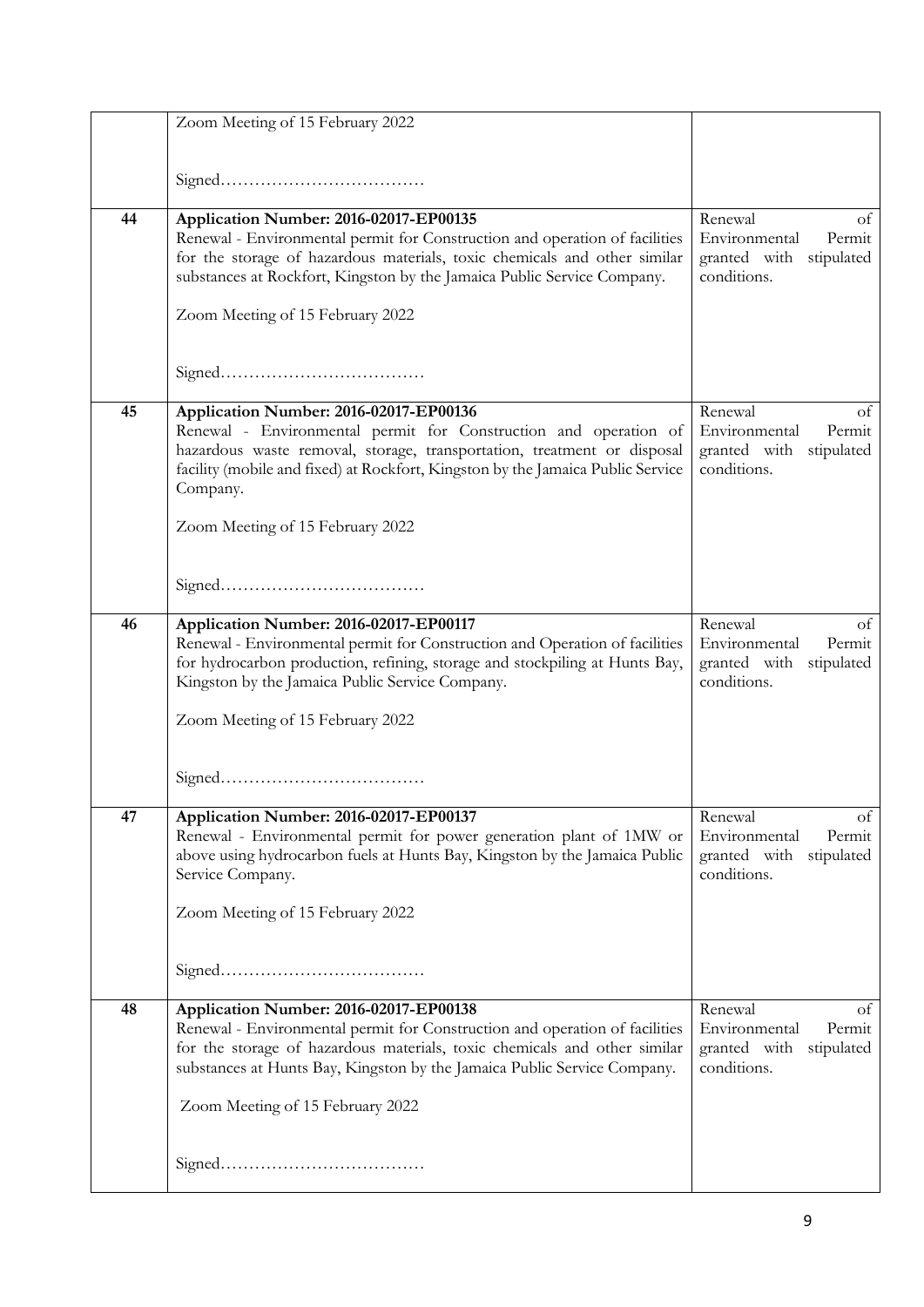| | | |
|---|---|---|
| | Zoom Meeting of 15 February 2022<br><br>Signed……………………………… | |
| 44 | **Application Number: 2016-02017-EP00135**<br>Renewal - Environmental permit for Construction and operation of facilities for the storage of hazardous materials, toxic chemicals and other similar substances at Rockfort, Kingston by the Jamaica Public Service Company.<br><br>Zoom Meeting of 15 February 2022<br><br>Signed……………………………… | Renewal of Environmental Permit granted with stipulated conditions. |
| 45 | **Application Number: 2016-02017-EP00136**<br>Renewal - Environmental permit for Construction and operation of hazardous waste removal, storage, transportation, treatment or disposal facility (mobile and fixed) at Rockfort, Kingston by the Jamaica Public Service Company.<br><br>Zoom Meeting of 15 February 2022<br><br>Signed……………………………… | Renewal of Environmental Permit granted with stipulated conditions. |
| 46 | **Application Number: 2016-02017-EP00117**<br>Renewal - Environmental permit for Construction and Operation of facilities for hydrocarbon production, refining, storage and stockpiling at Hunts Bay, Kingston by the Jamaica Public Service Company.<br><br>Zoom Meeting of 15 February 2022<br><br>Signed……………………………… | Renewal of Environmental Permit granted with stipulated conditions. |
| 47 | **Application Number: 2016-02017-EP00137**<br>Renewal - Environmental permit for power generation plant of 1MW or above using hydrocarbon fuels at Hunts Bay, Kingston by the Jamaica Public Service Company.<br><br>Zoom Meeting of 15 February 2022<br><br>Signed……………………………… | Renewal of Environmental Permit granted with stipulated conditions. |
| 48 | **Application Number: 2016-02017-EP00138**<br>Renewal - Environmental permit for Construction and operation of facilities for the storage of hazardous materials, toxic chemicals and other similar substances at Hunts Bay, Kingston by the Jamaica Public Service Company.<br><br>Zoom Meeting of 15 February 2022<br><br>Signed……………………………… | Renewal of Environmental Permit granted with stipulated conditions. |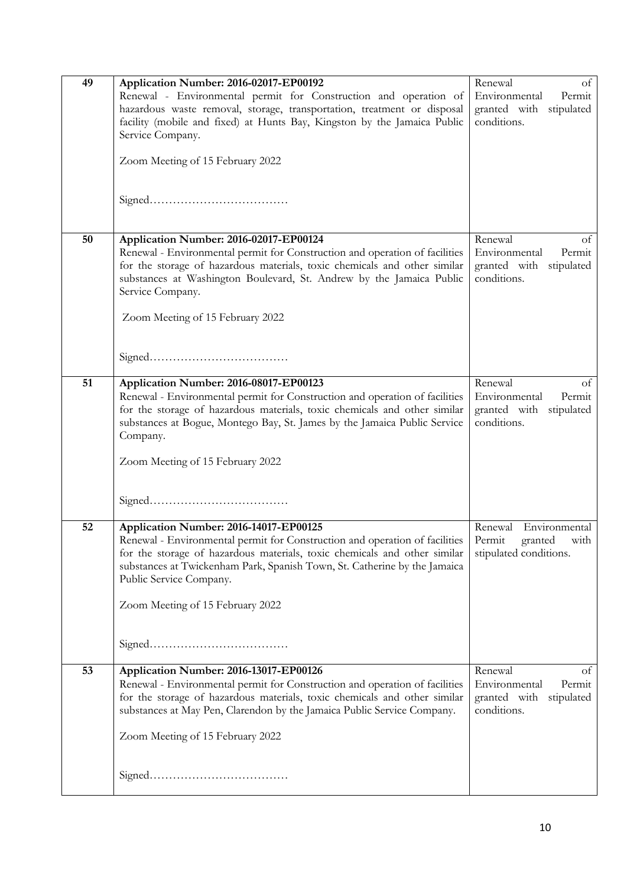| | | |
|---|---|---|
| **49** | **Application Number: 2016-02017-EP00192**<br>Renewal - Environmental permit for Construction and operation of hazardous waste removal, storage, transportation, treatment or disposal facility (mobile and fixed) at Hunts Bay, Kingston by the Jamaica Public Service Company.<br><br>Zoom Meeting of 15 February 2022<br><br>Signed……………………………… | Renewal of Environmental Permit granted with stipulated conditions. |
| **50** | **Application Number: 2016-02017-EP00124**<br>Renewal - Environmental permit for Construction and operation of facilities for the storage of hazardous materials, toxic chemicals and other similar substances at Washington Boulevard, St. Andrew by the Jamaica Public Service Company.<br><br>Zoom Meeting of 15 February 2022<br><br>Signed……………………………… | Renewal of Environmental Permit granted with stipulated conditions. |
| **51** | **Application Number: 2016-08017-EP00123**<br>Renewal - Environmental permit for Construction and operation of facilities for the storage of hazardous materials, toxic chemicals and other similar substances at Bogue, Montego Bay, St. James by the Jamaica Public Service Company.<br><br>Zoom Meeting of 15 February 2022<br><br>Signed……………………………… | Renewal of Environmental Permit granted with stipulated conditions. |
| **52** | **Application Number: 2016-14017-EP00125**<br>Renewal - Environmental permit for Construction and operation of facilities for the storage of hazardous materials, toxic chemicals and other similar substances at Twickenham Park, Spanish Town, St. Catherine by the Jamaica Public Service Company.<br><br>Zoom Meeting of 15 February 2022<br><br>Signed……………………………… | Renewal Environmental Permit granted with stipulated conditions. |
| **53** | **Application Number: 2016-13017-EP00126**<br>Renewal - Environmental permit for Construction and operation of facilities for the storage of hazardous materials, toxic chemicals and other similar substances at May Pen, Clarendon by the Jamaica Public Service Company.<br><br>Zoom Meeting of 15 February 2022<br><br>Signed……………………………… | Renewal of Environmental Permit granted with stipulated conditions. |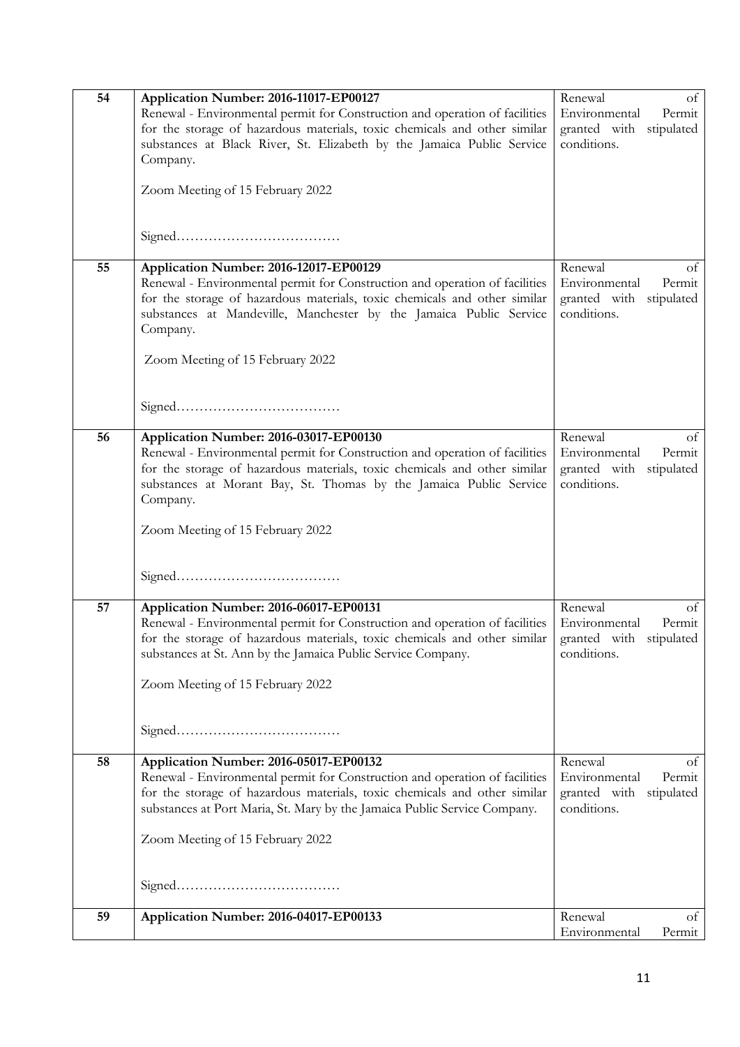| | | |
|---|---|---|
| 54 | **Application Number: 2016-11017-EP00127**<br>Renewal - Environmental permit for Construction and operation of facilities for the storage of hazardous materials, toxic chemicals and other similar substances at Black River, St. Elizabeth by the Jamaica Public Service Company.<br><br>Zoom Meeting of 15 February 2022<br><br>Signed……………………………… | Renewal of Environmental Permit granted with stipulated conditions. |
| 55 | **Application Number: 2016-12017-EP00129**<br>Renewal - Environmental permit for Construction and operation of facilities for the storage of hazardous materials, toxic chemicals and other similar substances at Mandeville, Manchester by the Jamaica Public Service Company.<br><br>Zoom Meeting of 15 February 2022<br><br>Signed……………………………… | Renewal of Environmental Permit granted with stipulated conditions. |
| 56 | **Application Number: 2016-03017-EP00130**<br>Renewal - Environmental permit for Construction and operation of facilities for the storage of hazardous materials, toxic chemicals and other similar substances at Morant Bay, St. Thomas by the Jamaica Public Service Company.<br><br>Zoom Meeting of 15 February 2022<br><br>Signed……………………………… | Renewal of Environmental Permit granted with stipulated conditions. |
| 57 | **Application Number: 2016-06017-EP00131**<br>Renewal - Environmental permit for Construction and operation of facilities for the storage of hazardous materials, toxic chemicals and other similar substances at St. Ann by the Jamaica Public Service Company.<br><br>Zoom Meeting of 15 February 2022<br><br>Signed……………………………… | Renewal of Environmental Permit granted with stipulated conditions. |
| 58 | **Application Number: 2016-05017-EP00132**<br>Renewal - Environmental permit for Construction and operation of facilities for the storage of hazardous materials, toxic chemicals and other similar substances at Port Maria, St. Mary by the Jamaica Public Service Company.<br><br>Zoom Meeting of 15 February 2022<br><br>Signed……………………………… | Renewal of Environmental Permit granted with stipulated conditions. |
| 59 | **Application Number: 2016-04017-EP00133** | Renewal of Environmental Permit |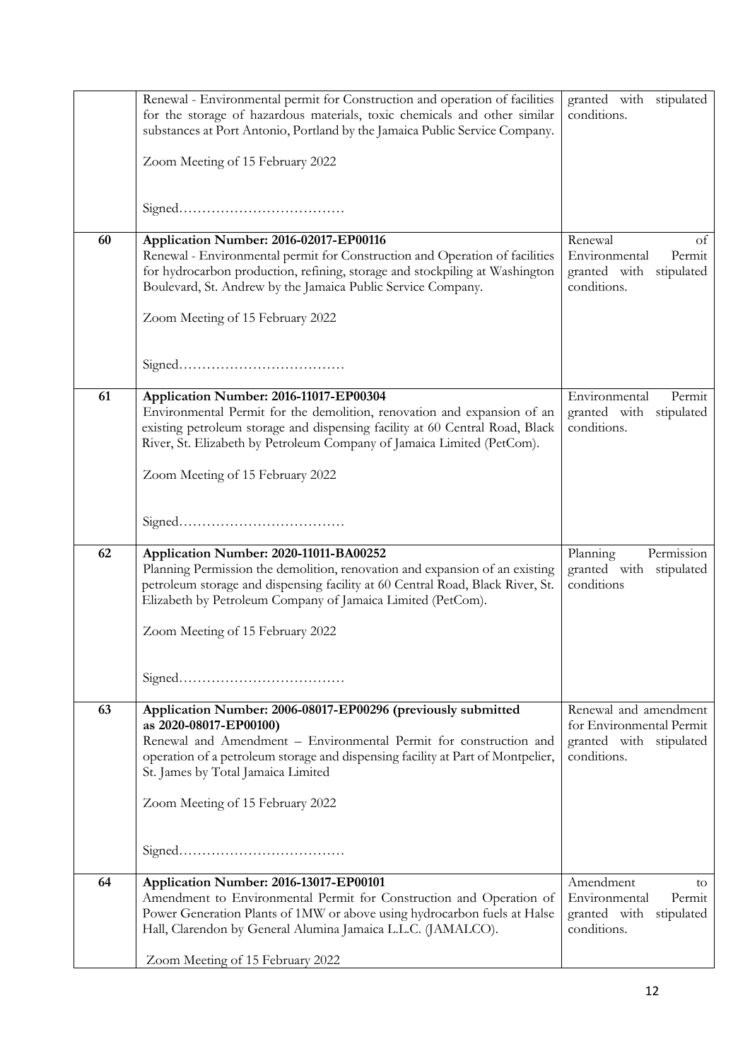| | | |
|---|---|---|
| | Renewal - Environmental permit for Construction and operation of facilities for the storage of hazardous materials, toxic chemicals and other similar substances at Port Antonio, Portland by the Jamaica Public Service Company.<br><br>Zoom Meeting of 15 February 2022<br><br>Signed……………………………… | granted with stipulated conditions. |
| 60 | **Application Number: 2016-02017-EP00116**<br>Renewal - Environmental permit for Construction and Operation of facilities for hydrocarbon production, refining, storage and stockpiling at Washington Boulevard, St. Andrew by the Jamaica Public Service Company.<br><br>Zoom Meeting of 15 February 2022<br><br>Signed……………………………… | Renewal of Environmental Permit granted with stipulated conditions. |
| 61 | **Application Number: 2016-11017-EP00304**<br>Environmental Permit for the demolition, renovation and expansion of an existing petroleum storage and dispensing facility at 60 Central Road, Black River, St. Elizabeth by Petroleum Company of Jamaica Limited (PetCom).<br><br>Zoom Meeting of 15 February 2022<br><br>Signed……………………………… | Environmental Permit granted with stipulated conditions. |
| 62 | **Application Number: 2020-11011-BA00252**<br>Planning Permission the demolition, renovation and expansion of an existing petroleum storage and dispensing facility at 60 Central Road, Black River, St. Elizabeth by Petroleum Company of Jamaica Limited (PetCom).<br><br>Zoom Meeting of 15 February 2022<br><br>Signed……………………………… | Planning Permission granted with stipulated conditions |
| 63 | **Application Number: 2006-08017-EP00296 (previously submitted as 2020-08017-EP00100)**<br>Renewal and Amendment – Environmental Permit for construction and operation of a petroleum storage and dispensing facility at Part of Montpelier, St. James by Total Jamaica Limited<br><br>Zoom Meeting of 15 February 2022<br><br>Signed……………………………… | Renewal and amendment for Environmental Permit granted with stipulated conditions. |
| 64 | **Application Number: 2016-13017-EP00101**<br>Amendment to Environmental Permit for Construction and Operation of Power Generation Plants of 1MW or above using hydrocarbon fuels at Halse Hall, Clarendon by General Alumina Jamaica L.L.C. (JAMALCO).<br><br>Zoom Meeting of 15 February 2022 | Amendment to Environmental Permit granted with stipulated conditions. |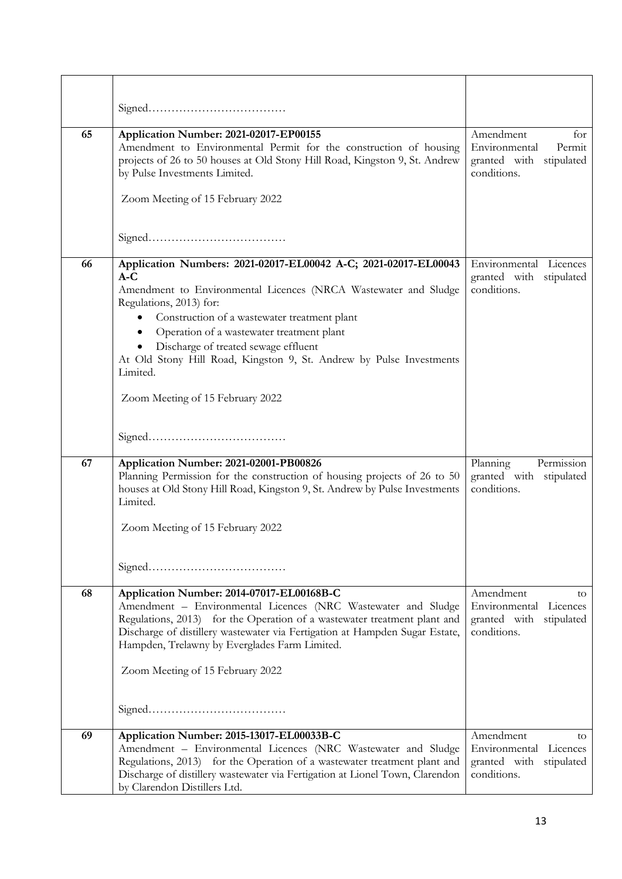| | | |
|---|---|---|
| | Signed……………………………… | |
| 65 | **Application Number: 2021-02017-EP00155**<br>Amendment to Environmental Permit for the construction of housing projects of 26 to 50 houses at Old Stony Hill Road, Kingston 9, St. Andrew by Pulse Investments Limited.<br><br>Zoom Meeting of 15 February 2022<br><br>Signed……………………………… | Amendment for Environmental Permit granted with stipulated conditions. |
| 66 | **Application Numbers: 2021-02017-EL00042 A-C; 2021-02017-EL00043 A-C**<br>Amendment to Environmental Licences (NRCA Wastewater and Sludge Regulations, 2013) for:<br>• Construction of a wastewater treatment plant<br>• Operation of a wastewater treatment plant<br>• Discharge of treated sewage effluent<br>At Old Stony Hill Road, Kingston 9, St. Andrew by Pulse Investments Limited.<br><br>Zoom Meeting of 15 February 2022<br><br>Signed……………………………… | Environmental Licences granted with stipulated conditions. |
| 67 | **Application Number: 2021-02001-PB00826**<br>Planning Permission for the construction of housing projects of 26 to 50 houses at Old Stony Hill Road, Kingston 9, St. Andrew by Pulse Investments Limited.<br><br>Zoom Meeting of 15 February 2022<br><br>Signed……………………………… | Planning Permission granted with stipulated conditions. |
| 68 | **Application Number: 2014-07017-EL00168B-C**<br>Amendment – Environmental Licences (NRC Wastewater and Sludge Regulations, 2013) for the Operation of a wastewater treatment plant and Discharge of distillery wastewater via Fertigation at Hampden Sugar Estate, Hampden, Trelawny by Everglades Farm Limited.<br><br>Zoom Meeting of 15 February 2022<br><br>Signed……………………………… | Amendment to Environmental Licences granted with stipulated conditions. |
| 69 | **Application Number: 2015-13017-EL00033B-C**<br>Amendment – Environmental Licences (NRC Wastewater and Sludge Regulations, 2013) for the Operation of a wastewater treatment plant and Discharge of distillery wastewater via Fertigation at Lionel Town, Clarendon by Clarendon Distillers Ltd. | Amendment to Environmental Licences granted with stipulated conditions. |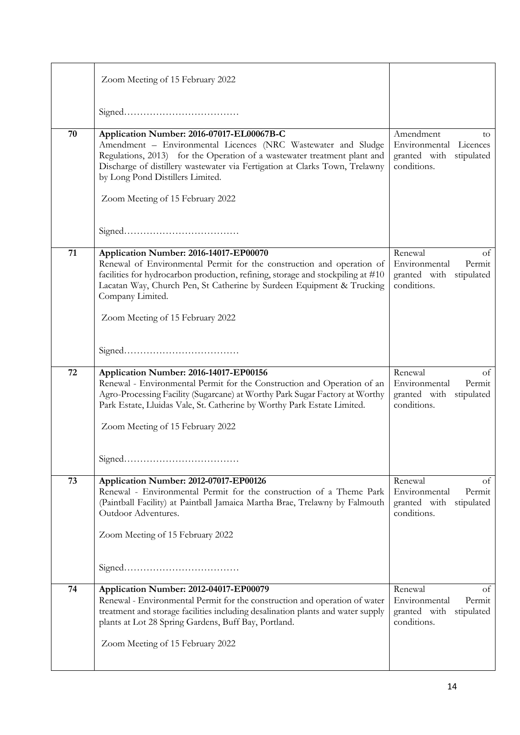| | | |
|---|---|---|
| | Zoom Meeting of 15 February 2022<br><br>Signed……………………………… | |
| 70 | **Application Number: 2016-07017-EL00067B-C**<br>Amendment – Environmental Licences (NRC Wastewater and Sludge Regulations, 2013) for the Operation of a wastewater treatment plant and Discharge of distillery wastewater via Fertigation at Clarks Town, Trelawny by Long Pond Distillers Limited.<br><br>Zoom Meeting of 15 February 2022<br><br>Signed……………………………… | Amendment to Environmental Licences granted with stipulated conditions. |
| 71 | **Application Number: 2016-14017-EP00070**<br>Renewal of Environmental Permit for the construction and operation of facilities for hydrocarbon production, refining, storage and stockpiling at #10 Lacatan Way, Church Pen, St Catherine by Surdeen Equipment & Trucking Company Limited.<br><br>Zoom Meeting of 15 February 2022<br><br>Signed……………………………… | Renewal of Environmental Permit granted with stipulated conditions. |
| 72 | **Application Number: 2016-14017-EP00156**<br>Renewal - Environmental Permit for the Construction and Operation of an Agro-Processing Facility (Sugarcane) at Worthy Park Sugar Factory at Worthy Park Estate, Lluidas Vale, St. Catherine by Worthy Park Estate Limited.<br><br>Zoom Meeting of 15 February 2022<br><br>Signed……………………………… | Renewal of Environmental Permit granted with stipulated conditions. |
| 73 | **Application Number: 2012-07017-EP00126**<br>Renewal - Environmental Permit for the construction of a Theme Park (Paintball Facility) at Paintball Jamaica Martha Brae, Trelawny by Falmouth Outdoor Adventures.<br><br>Zoom Meeting of 15 February 2022<br><br>Signed……………………………… | Renewal of Environmental Permit granted with stipulated conditions. |
| 74 | **Application Number: 2012-04017-EP00079**<br>Renewal - Environmental Permit for the construction and operation of water treatment and storage facilities including desalination plants and water supply plants at Lot 28 Spring Gardens, Buff Bay, Portland.<br><br>Zoom Meeting of 15 February 2022 | Renewal of Environmental Permit granted with stipulated conditions. |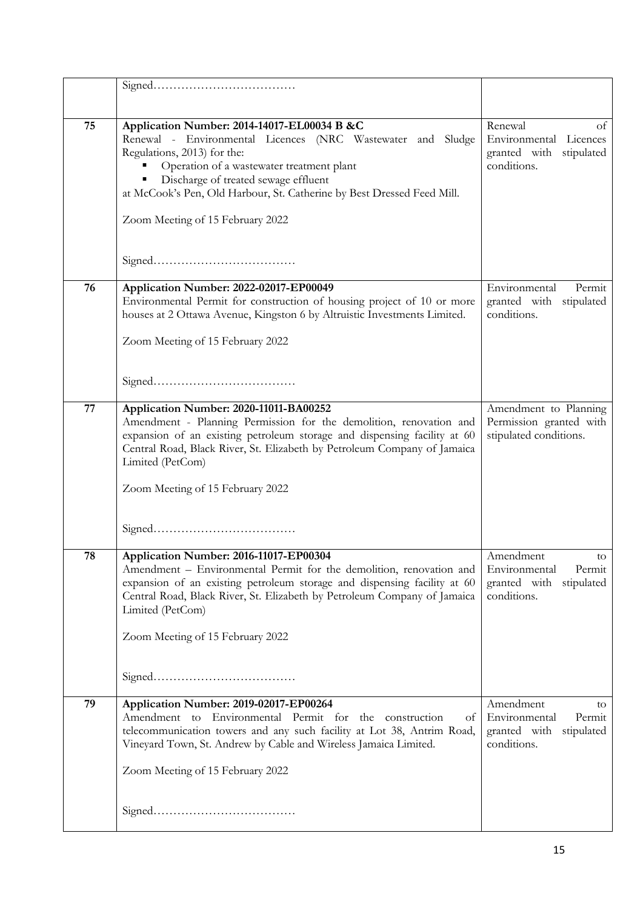| | | |
|---|---|---|
| | Signed……………………………… | |
| 75 | **Application Number: 2014-14017-EL00034 B &C**<br>Renewal - Environmental Licences (NRC Wastewater and Sludge Regulations, 2013) for the:<br>▪ Operation of a wastewater treatment plant<br>▪ Discharge of treated sewage effluent<br>at McCook's Pen, Old Harbour, St. Catherine by Best Dressed Feed Mill.<br><br>Zoom Meeting of 15 February 2022<br><br>Signed……………………………… | Renewal of Environmental Licences granted with stipulated conditions. |
| 76 | **Application Number: 2022-02017-EP00049**<br>Environmental Permit for construction of housing project of 10 or more houses at 2 Ottawa Avenue, Kingston 6 by Altruistic Investments Limited.<br><br>Zoom Meeting of 15 February 2022<br><br>Signed……………………………… | Environmental Permit granted with stipulated conditions. |
| 77 | **Application Number: 2020-11011-BA00252**<br>Amendment - Planning Permission for the demolition, renovation and expansion of an existing petroleum storage and dispensing facility at 60 Central Road, Black River, St. Elizabeth by Petroleum Company of Jamaica Limited (PetCom)<br><br>Zoom Meeting of 15 February 2022<br><br>Signed……………………………… | Amendment to Planning Permission granted with stipulated conditions. |
| 78 | **Application Number: 2016-11017-EP00304**<br>Amendment – Environmental Permit for the demolition, renovation and expansion of an existing petroleum storage and dispensing facility at 60 Central Road, Black River, St. Elizabeth by Petroleum Company of Jamaica Limited (PetCom)<br><br>Zoom Meeting of 15 February 2022<br><br>Signed……………………………… | Amendment to Environmental Permit granted with stipulated conditions. |
| 79 | **Application Number: 2019-02017-EP00264**<br>Amendment to Environmental Permit for the construction of telecommunication towers and any such facility at Lot 38, Antrim Road, Vineyard Town, St. Andrew by Cable and Wireless Jamaica Limited.<br><br>Zoom Meeting of 15 February 2022<br><br>Signed……………………………… | Amendment to Environmental Permit granted with stipulated conditions. |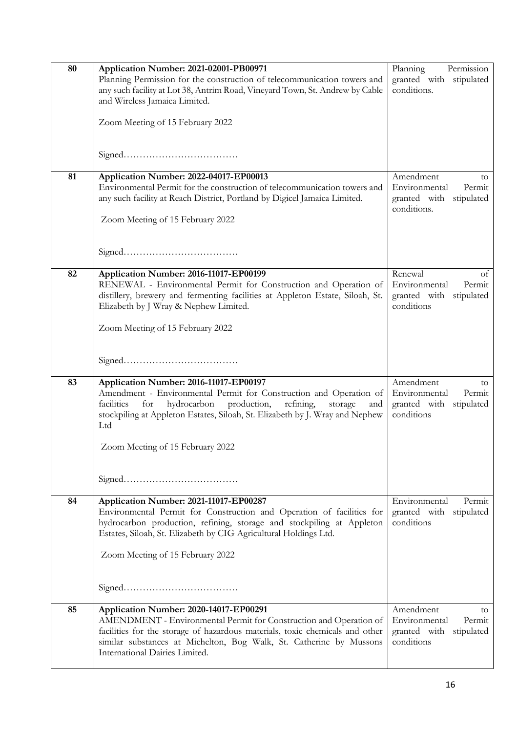| | | |
|---|---|---|
| 80 | **Application Number: 2021-02001-PB00971**<br>Planning Permission for the construction of telecommunication towers and any such facility at Lot 38, Antrim Road, Vineyard Town, St. Andrew by Cable and Wireless Jamaica Limited.<br><br>Zoom Meeting of 15 February 2022<br><br>Signed……………………………… | Planning Permission granted with stipulated conditions. |
| 81 | **Application Number: 2022-04017-EP00013**<br>Environmental Permit for the construction of telecommunication towers and any such facility at Reach District, Portland by Digicel Jamaica Limited.<br><br>Zoom Meeting of 15 February 2022<br><br>Signed……………………………… | Amendment to Environmental Permit granted with stipulated conditions. |
| 82 | **Application Number: 2016-11017-EP00199**<br>RENEWAL - Environmental Permit for Construction and Operation of distillery, brewery and fermenting facilities at Appleton Estate, Siloah, St. Elizabeth by J Wray & Nephew Limited.<br><br>Zoom Meeting of 15 February 2022<br><br>Signed……………………………… | Renewal of Environmental Permit granted with stipulated conditions |
| 83 | **Application Number: 2016-11017-EP00197**<br>Amendment - Environmental Permit for Construction and Operation of facilities for hydrocarbon production, refining, storage and stockpiling at Appleton Estates, Siloah, St. Elizabeth by J. Wray and Nephew Ltd<br><br>Zoom Meeting of 15 February 2022<br><br>Signed……………………………… | Amendment to Environmental Permit granted with stipulated conditions |
| 84 | **Application Number: 2021-11017-EP00287**<br>Environmental Permit for Construction and Operation of facilities for hydrocarbon production, refining, storage and stockpiling at Appleton Estates, Siloah, St. Elizabeth by CIG Agricultural Holdings Ltd.<br><br>Zoom Meeting of 15 February 2022<br><br>Signed……………………………… | Environmental Permit granted with stipulated conditions |
| 85 | **Application Number: 2020-14017-EP00291**<br>AMENDMENT - Environmental Permit for Construction and Operation of facilities for the storage of hazardous materials, toxic chemicals and other similar substances at Michelton, Bog Walk, St. Catherine by Mussons International Dairies Limited. | Amendment to Environmental Permit granted with stipulated conditions |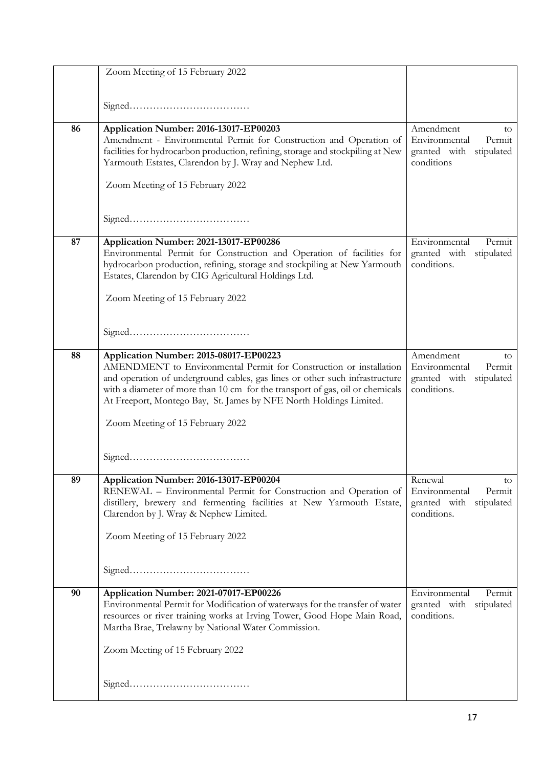| | | |
|---|---|---|
| | Zoom Meeting of 15 February 2022<br><br>Signed……………………………… | |
| 86 | **Application Number: 2016-13017-EP00203**<br>Amendment - Environmental Permit for Construction and Operation of facilities for hydrocarbon production, refining, storage and stockpiling at New Yarmouth Estates, Clarendon by J. Wray and Nephew Ltd.<br><br>Zoom Meeting of 15 February 2022<br><br>Signed……………………………… | Amendment to Environmental Permit granted with stipulated conditions |
| 87 | **Application Number: 2021-13017-EP00286**<br>Environmental Permit for Construction and Operation of facilities for hydrocarbon production, refining, storage and stockpiling at New Yarmouth Estates, Clarendon by CIG Agricultural Holdings Ltd.<br><br>Zoom Meeting of 15 February 2022<br><br>Signed……………………………… | Environmental Permit granted with stipulated conditions. |
| 88 | **Application Number: 2015-08017-EP00223**<br>AMENDMENT to Environmental Permit for Construction or installation and operation of underground cables, gas lines or other such infrastructure with a diameter of more than 10 cm for the transport of gas, oil or chemicals At Freeport, Montego Bay, St. James by NFE North Holdings Limited.<br><br>Zoom Meeting of 15 February 2022<br><br>Signed……………………………… | Amendment to Environmental Permit granted with stipulated conditions. |
| 89 | **Application Number: 2016-13017-EP00204**<br>RENEWAL – Environmental Permit for Construction and Operation of distillery, brewery and fermenting facilities at New Yarmouth Estate, Clarendon by J. Wray & Nephew Limited.<br><br>Zoom Meeting of 15 February 2022<br><br>Signed……………………………… | Renewal to Environmental Permit granted with stipulated conditions. |
| 90 | **Application Number: 2021-07017-EP00226**<br>Environmental Permit for Modification of waterways for the transfer of water resources or river training works at Irving Tower, Good Hope Main Road, Martha Brae, Trelawny by National Water Commission.<br><br>Zoom Meeting of 15 February 2022<br><br>Signed……………………………… | Environmental Permit granted with stipulated conditions. |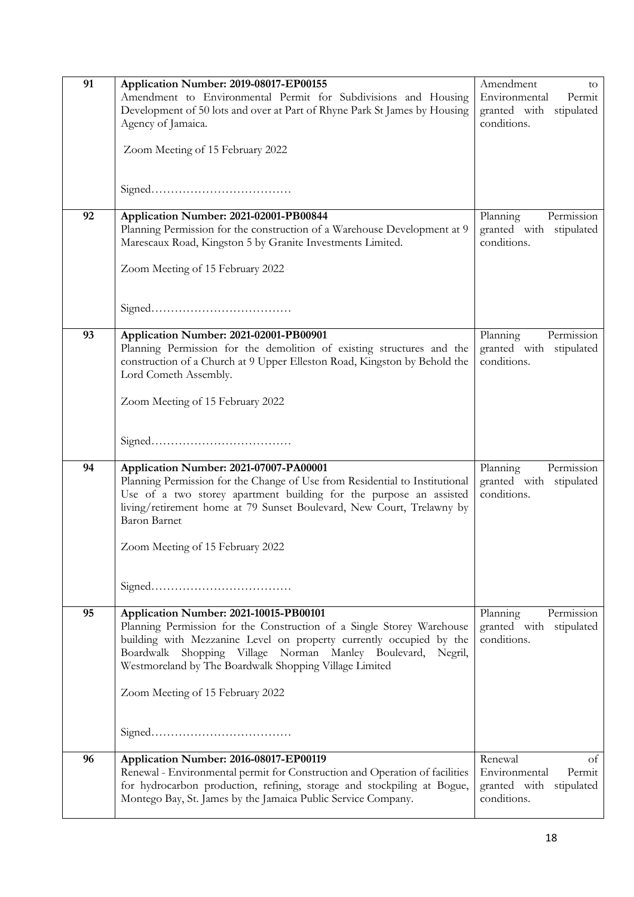| | | |
|---|---|---|
| 91 | **Application Number: 2019-08017-EP00155**<br>Amendment to Environmental Permit for Subdivisions and Housing Development of 50 lots and over at Part of Rhyne Park St James by Housing Agency of Jamaica.<br><br>Zoom Meeting of 15 February 2022<br><br>Signed……………………………… | Amendment to Environmental Permit granted with stipulated conditions. |
| 92 | **Application Number: 2021-02001-PB00844**<br>Planning Permission for the construction of a Warehouse Development at 9 Marescaux Road, Kingston 5 by Granite Investments Limited.<br><br>Zoom Meeting of 15 February 2022<br><br>Signed……………………………… | Planning Permission granted with stipulated conditions. |
| 93 | **Application Number: 2021-02001-PB00901**<br>Planning Permission for the demolition of existing structures and the construction of a Church at 9 Upper Elleston Road, Kingston by Behold the Lord Cometh Assembly.<br><br>Zoom Meeting of 15 February 2022<br><br>Signed……………………………… | Planning Permission granted with stipulated conditions. |
| 94 | **Application Number: 2021-07007-PA00001**<br>Planning Permission for the Change of Use from Residential to Institutional Use of a two storey apartment building for the purpose an assisted living/retirement home at 79 Sunset Boulevard, New Court, Trelawny by Baron Barnet<br><br>Zoom Meeting of 15 February 2022<br><br>Signed……………………………… | Planning Permission granted with stipulated conditions. |
| 95 | **Application Number: 2021-10015-PB00101**<br>Planning Permission for the Construction of a Single Storey Warehouse building with Mezzanine Level on property currently occupied by the Boardwalk Shopping Village Norman Manley Boulevard, Negril, Westmoreland by The Boardwalk Shopping Village Limited<br><br>Zoom Meeting of 15 February 2022<br><br>Signed……………………………… | Planning Permission granted with stipulated conditions. |
| 96 | **Application Number: 2016-08017-EP00119**<br>Renewal - Environmental permit for Construction and Operation of facilities for hydrocarbon production, refining, storage and stockpiling at Bogue, Montego Bay, St. James by the Jamaica Public Service Company. | Renewal of Environmental Permit granted with stipulated conditions. |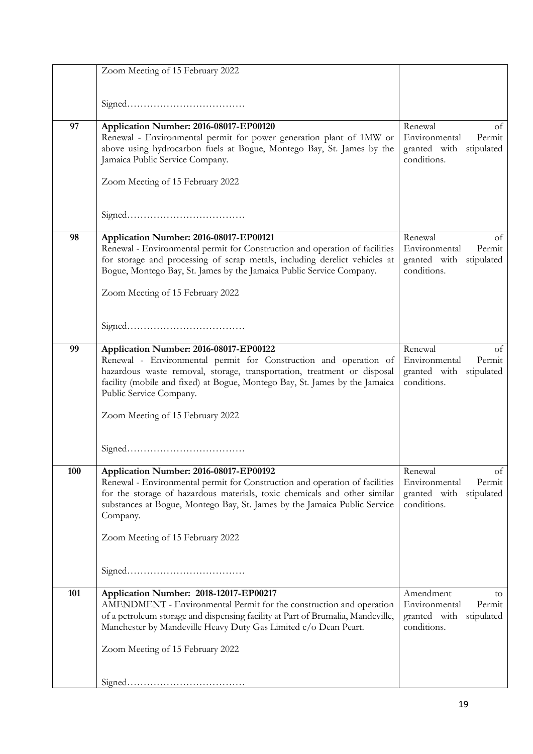| | | |
|---|---|---|
| | Zoom Meeting of 15 February 2022<br><br>Signed……………………………… | |
| **97** | **Application Number: 2016-08017-EP00120**<br>Renewal - Environmental permit for power generation plant of 1MW or above using hydrocarbon fuels at Bogue, Montego Bay, St. James by the Jamaica Public Service Company.<br><br>Zoom Meeting of 15 February 2022<br><br>Signed……………………………… | Renewal of Environmental Permit granted with stipulated conditions. |
| **98** | **Application Number: 2016-08017-EP00121**<br>Renewal - Environmental permit for Construction and operation of facilities for storage and processing of scrap metals, including derelict vehicles at Bogue, Montego Bay, St. James by the Jamaica Public Service Company.<br><br>Zoom Meeting of 15 February 2022<br><br>Signed……………………………… | Renewal of Environmental Permit granted with stipulated conditions. |
| **99** | **Application Number: 2016-08017-EP00122**<br>Renewal - Environmental permit for Construction and operation of hazardous waste removal, storage, transportation, treatment or disposal facility (mobile and fixed) at Bogue, Montego Bay, St. James by the Jamaica Public Service Company.<br><br>Zoom Meeting of 15 February 2022<br><br>Signed……………………………… | Renewal of Environmental Permit granted with stipulated conditions. |
| **100** | **Application Number: 2016-08017-EP00192**<br>Renewal - Environmental permit for Construction and operation of facilities for the storage of hazardous materials, toxic chemicals and other similar substances at Bogue, Montego Bay, St. James by the Jamaica Public Service Company.<br><br>Zoom Meeting of 15 February 2022<br><br>Signed……………………………… | Renewal of Environmental Permit granted with stipulated conditions. |
| **101** | **Application Number: 2018-12017-EP00217**<br>AMENDMENT - Environmental Permit for the construction and operation of a petroleum storage and dispensing facility at Part of Brumalia, Mandeville, Manchester by Mandeville Heavy Duty Gas Limited c/o Dean Peart.<br><br>Zoom Meeting of 15 February 2022<br><br>Signed……………………………… | Amendment to Environmental Permit granted with stipulated conditions. |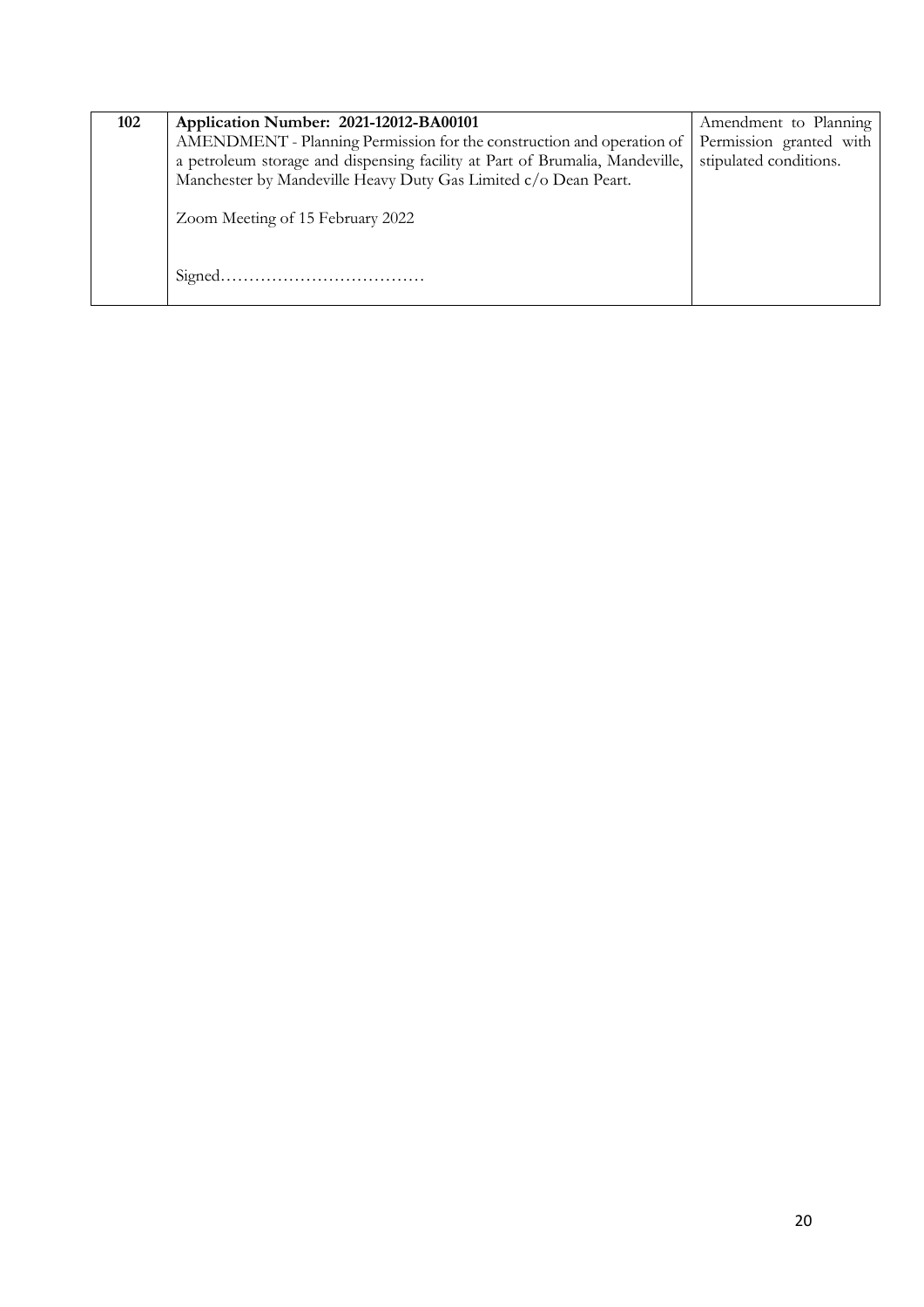| | | |
|---|---|---|
| **102** | **Application Number: 2021-12012-BA00101**<br>AMENDMENT - Planning Permission for the construction and operation of a petroleum storage and dispensing facility at Part of Brumalia, Mandeville, Manchester by Mandeville Heavy Duty Gas Limited c/o Dean Peart.<br><br>Zoom Meeting of 15 February 2022<br><br>Signed……………………………… | Amendment to Planning Permission granted with stipulated conditions. |